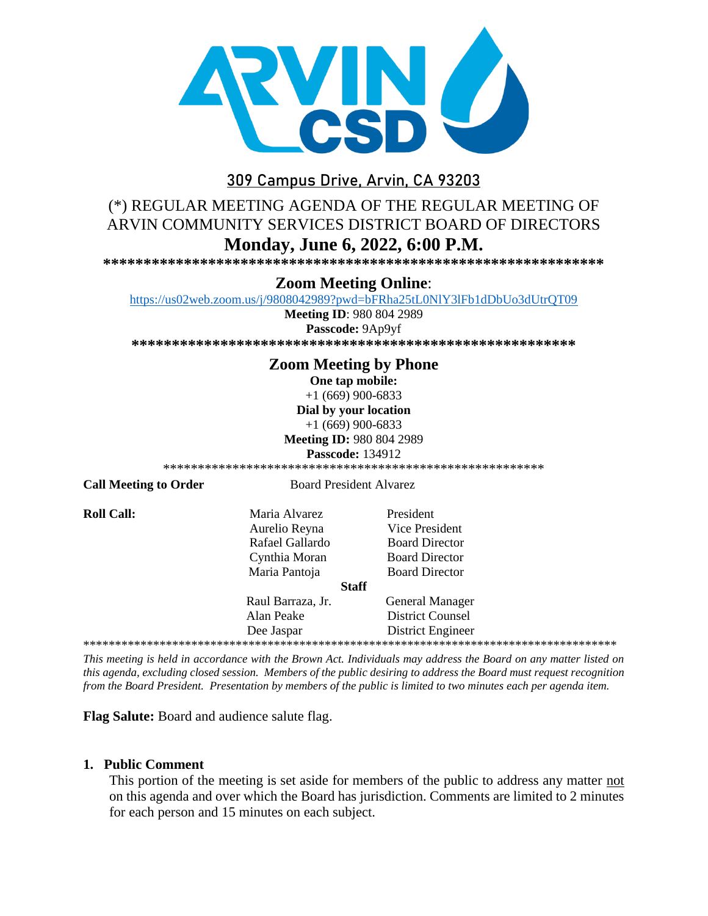**309 Campus Drive, Arvin, CA 93203**

# (*) REGULAR MEETING AGENDA OF THE REGULAR MEETING OF ARVIN COMMUNITY SERVICES DISTRICT BOARD OF DIRECTORS

## Monday, June 6, 2022, 6:00 P.M.

*****************************************************************

### Zoom Meeting Online:

https://us02web.zoom.us/j/9808042989?pwd=bFRha25tL0NlY3lFb1dDbUo3dUtrQT09

**Meeting ID**: 980 804 2989

**Passcode:** 9Ap9yf

*****************************************************

### Zoom Meeting by Phone

**One tap mobile:**

+1 (669) 900-6833

**Dial by your location**

+1 (669) 900-6833

**Meeting ID:** 980 804 2989

**Passcode:** 134912

*******************************************************

**Call Meeting to Order** Board President Alvarez

**Roll Call:**

| | |
|---|---|
| Maria Alvarez | President |
| Aurelio Reyna | Vice President |
| Rafael Gallardo | Board Director |
| Cynthia Moran | Board Director |
| Maria Pantoja | Board Director |
| **Staff** | |
| Raul Barraza, Jr. | General Manager |
| Alan Peake | District Counsel |
| Dee Jaspar | District Engineer |

*************************************************************************************

*This meeting is held in accordance with the Brown Act. Individuals may address the Board on any matter listed on this agenda, excluding closed session. Members of the public desiring to address the Board must request recognition from the Board President. Presentation by members of the public is limited to two minutes each per agenda item.*

**Flag Salute:** Board and audience salute flag.

**1. Public Comment**

This portion of the meeting is set aside for members of the public to address any matter <u>not</u> on this agenda and over which the Board has jurisdiction. Comments are limited to 2 minutes for each person and 15 minutes on each subject.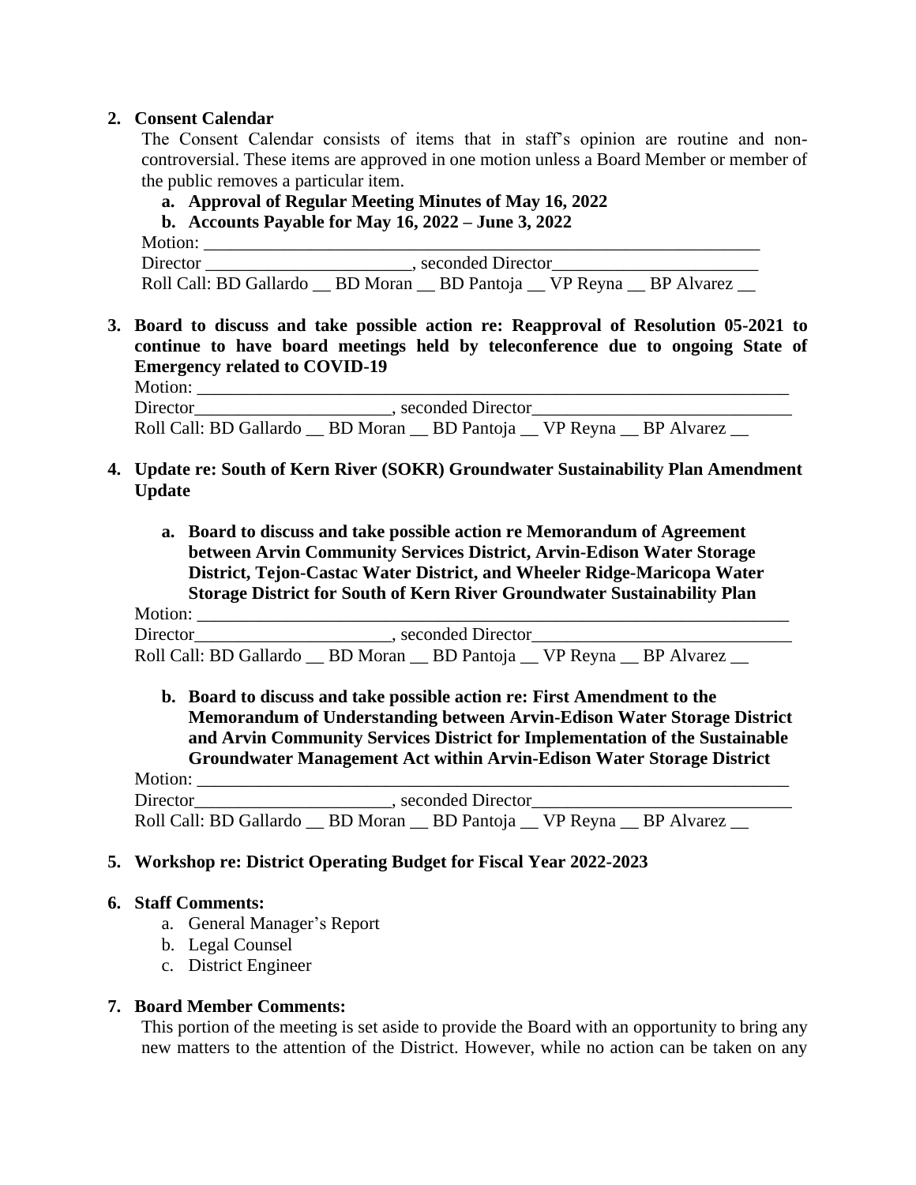2. **Consent Calendar**

   The Consent Calendar consists of items that in staff's opinion are routine and non-controversial. These items are approved in one motion unless a Board Member or member of the public removes a particular item.

   a. **Approval of Regular Meeting Minutes of May 16, 2022**

   b. **Accounts Payable for May 16, 2022 – June 3, 2022**

   Motion: ___________________________________________________________________

   Director _______________________, seconded Director_______________________

   Roll Call: BD Gallardo __ BD Moran __ BD Pantoja __ VP Reyna __ BP Alvarez __

3. **Board to discuss and take possible action re: Reapproval of Resolution 05-2021 to continue to have board meetings held by teleconference due to ongoing State of Emergency related to COVID-19**

   Motion: _____________________________________________________________________

   Director______________________, seconded Director_____________________________

   Roll Call: BD Gallardo __ BD Moran __ BD Pantoja __ VP Reyna __ BP Alvarez __

4. **Update re: South of Kern River (SOKR) Groundwater Sustainability Plan Amendment Update**

   a. **Board to discuss and take possible action re Memorandum of Agreement between Arvin Community Services District, Arvin-Edison Water Storage District, Tejon-Castac Water District, and Wheeler Ridge-Maricopa Water Storage District for South of Kern River Groundwater Sustainability Plan**

   Motion: _____________________________________________________________________

   Director______________________, seconded Director_____________________________

   Roll Call: BD Gallardo __ BD Moran __ BD Pantoja __ VP Reyna __ BP Alvarez __

   b. **Board to discuss and take possible action re: First Amendment to the Memorandum of Understanding between Arvin-Edison Water Storage District and Arvin Community Services District for Implementation of the Sustainable Groundwater Management Act within Arvin-Edison Water Storage District**

   Motion: _____________________________________________________________________

   Director______________________, seconded Director_____________________________

   Roll Call: BD Gallardo __ BD Moran __ BD Pantoja __ VP Reyna __ BP Alvarez __

5. **Workshop re: District Operating Budget for Fiscal Year 2022-2023**

6. **Staff Comments:**

   a. General Manager's Report

   b. Legal Counsel

   c. District Engineer

7. **Board Member Comments:**

   This portion of the meeting is set aside to provide the Board with an opportunity to bring any new matters to the attention of the District. However, while no action can be taken on any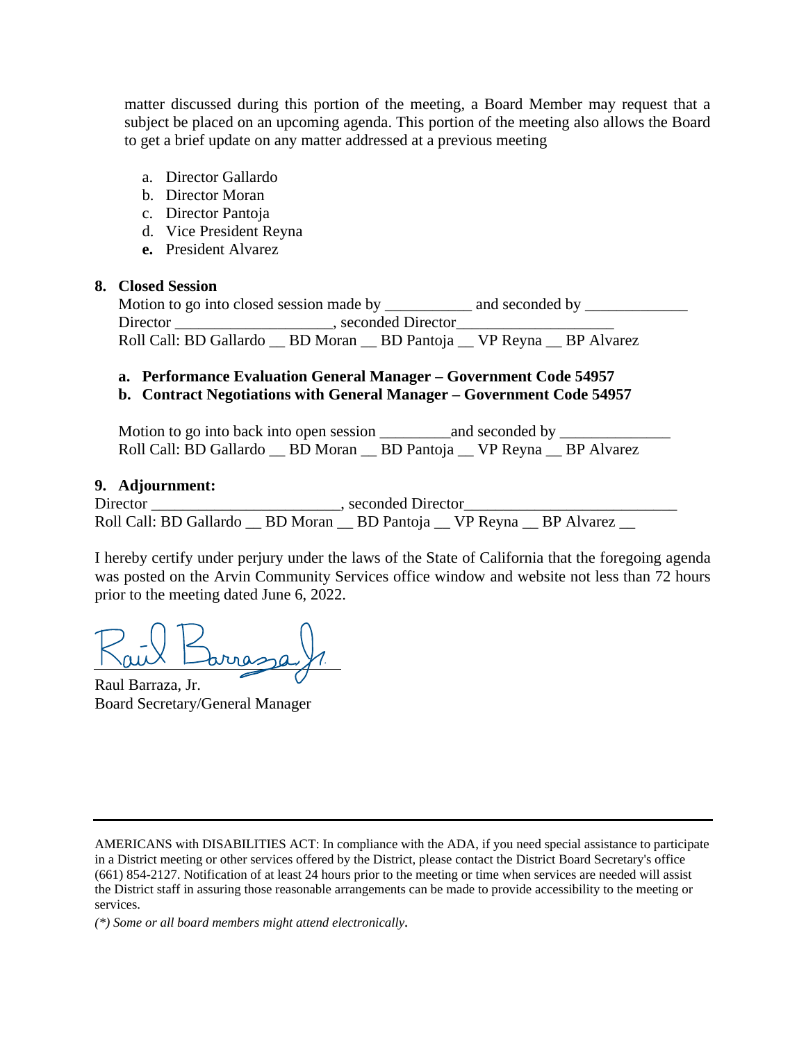matter discussed during this portion of the meeting, a Board Member may request that a subject be placed on an upcoming agenda. This portion of the meeting also allows the Board to get a brief update on any matter addressed at a previous meeting

a. Director Gallardo
b. Director Moran
c. Director Pantoja
d. Vice President Reyna
**e.** President Alvarez

**8. Closed Session**

Motion to go into closed session made by ___________ and seconded by _____________
Director ____________________, seconded Director____________________
Roll Call: BD Gallardo __ BD Moran __ BD Pantoja __ VP Reyna __ BP Alvarez

**a. Performance Evaluation General Manager – Government Code 54957**
**b. Contract Negotiations with General Manager – Government Code 54957**

Motion to go into back into open session _________and seconded by ______________
Roll Call: BD Gallardo __ BD Moran __ BD Pantoja __ VP Reyna __ BP Alvarez

**9. Adjournment:**

Director _______________________, seconded Director___________________________
Roll Call: BD Gallardo __ BD Moran __ BD Pantoja __ VP Reyna __ BP Alvarez __

I hereby certify under perjury under the laws of the State of California that the foregoing agenda was posted on the Arvin Community Services office window and website not less than 72 hours prior to the meeting dated June 6, 2022.

Raul Barraza, Jr.
Board Secretary/General Manager

AMERICANS with DISABILITIES ACT: In compliance with the ADA, if you need special assistance to participate in a District meeting or other services offered by the District, please contact the District Board Secretary's office (661) 854-2127. Notification of at least 24 hours prior to the meeting or time when services are needed will assist the District staff in assuring those reasonable arrangements can be made to provide accessibility to the meeting or services.

*(\*) Some or all board members might attend electronically*.